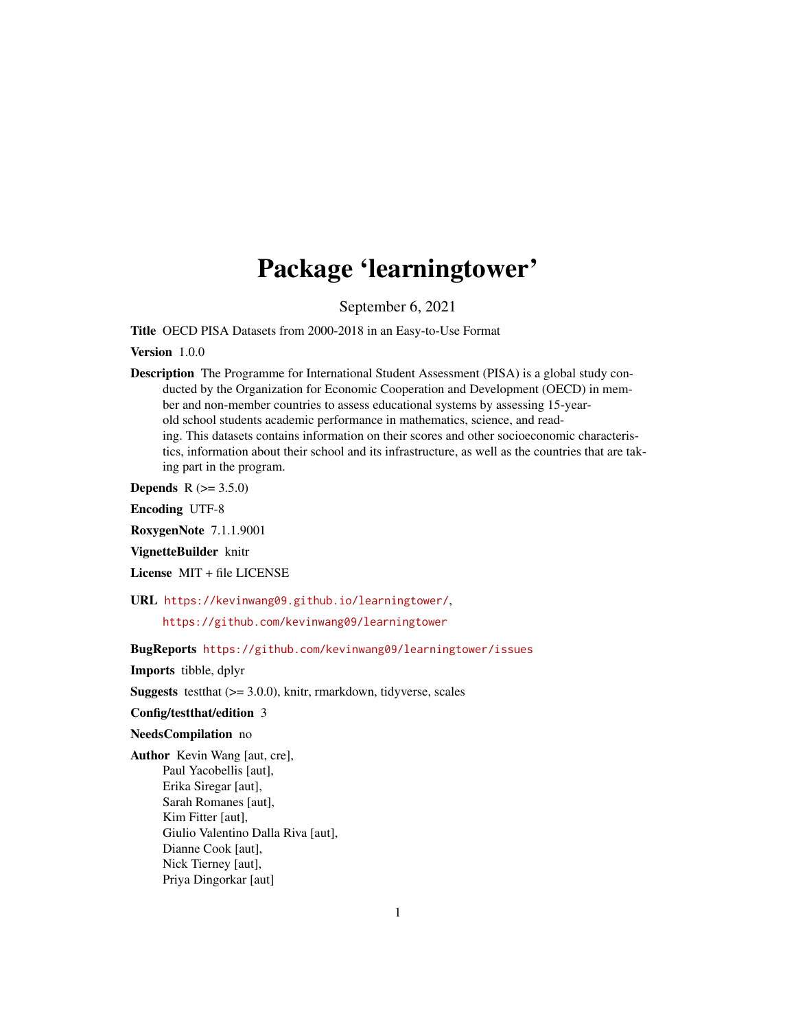# Package 'learningtower'

September 6, 2021

**Title** OECD PISA Datasets from 2000-2018 in an Easy-to-Use Format

**Version** 1.0.0

**Description** The Programme for International Student Assessment (PISA) is a global study conducted by the Organization for Economic Cooperation and Development (OECD) in member and non-member countries to assess educational systems by assessing 15-year-old school students academic performance in mathematics, science, and reading. This datasets contains information on their scores and other socioeconomic characteristics, information about their school and its infrastructure, as well as the countries that are taking part in the program.

**Depends** R (>= 3.5.0)

**Encoding** UTF-8

**RoxygenNote** 7.1.1.9001

**VignetteBuilder** knitr

**License** MIT + file LICENSE

**URL** https://kevinwang09.github.io/learningtower/,
https://github.com/kevinwang09/learningtower

**BugReports** https://github.com/kevinwang09/learningtower/issues

**Imports** tibble, dplyr

**Suggests** testthat (>= 3.0.0), knitr, rmarkdown, tidyverse, scales

**Config/testthat/edition** 3

**NeedsCompilation** no

**Author** Kevin Wang [aut, cre],
Paul Yacobellis [aut],
Erika Siregar [aut],
Sarah Romanes [aut],
Kim Fitter [aut],
Giulio Valentino Dalla Riva [aut],
Dianne Cook [aut],
Nick Tierney [aut],
Priya Dingorkar [aut]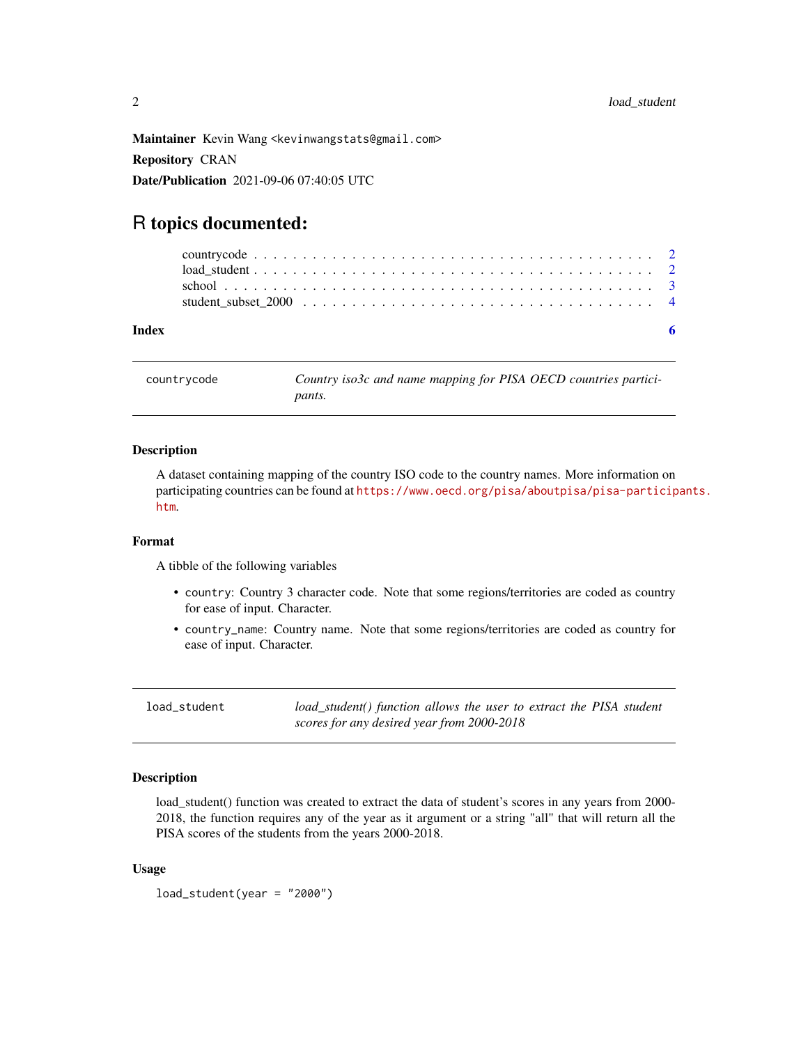**Maintainer** Kevin Wang <kevinwangstats@gmail.com>

**Repository** CRAN

**Date/Publication** 2021-09-06 07:40:05 UTC

# R topics documented:

- countrycode . . . . . . . . . . . . . . . . . . . . . . . . . . . . . . . . . . . . . . . . 2
- load_student . . . . . . . . . . . . . . . . . . . . . . . . . . . . . . . . . . . . . . . 2
- school . . . . . . . . . . . . . . . . . . . . . . . . . . . . . . . . . . . . . . . . . . 3
- student_subset_2000 . . . . . . . . . . . . . . . . . . . . . . . . . . . . . . . . . . 4

**Index** 6

---

`countrycode` *Country iso3c and name mapping for PISA OECD countries participants.*

---

### Description

A dataset containing mapping of the country ISO code to the country names. More information on participating countries can be found at https://www.oecd.org/pisa/aboutpisa/pisa-participants.htm.

### Format

A tibble of the following variables

- `country`: Country 3 character code. Note that some regions/territories are coded as country for ease of input. Character.
- `country_name`: Country name. Note that some regions/territories are coded as country for ease of input. Character.

---

`load_student` *load_student() function allows the user to extract the PISA student scores for any desired year from 2000-2018*

---

### Description

load_student() function was created to extract the data of student's scores in any years from 2000-2018, the function requires any of the year as it argument or a string "all" that will return all the PISA scores of the students from the years 2000-2018.

### Usage

```
load_student(year = "2000")
```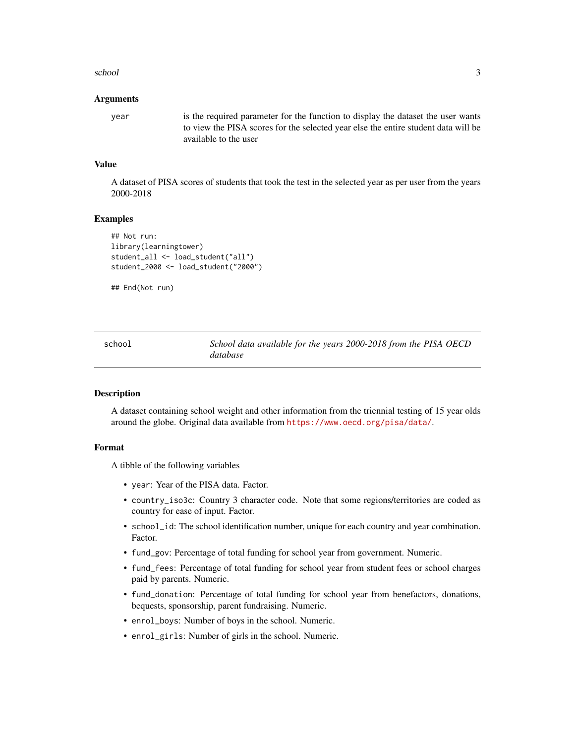### Arguments

`year` is the required parameter for the function to display the dataset the user wants to view the PISA scores for the selected year else the entire student data will be available to the user

### Value

A dataset of PISA scores of students that took the test in the selected year as per user from the years 2000-2018

### Examples

```
## Not run:
library(learningtower)
student_all <- load_student("all")
student_2000 <- load_student("2000")

## End(Not run)
```

---

## school — *School data available for the years 2000-2018 from the PISA OECD database*

---

### Description

A dataset containing school weight and other information from the triennial testing of 15 year olds around the globe. Original data available from https://www.oecd.org/pisa/data/.

### Format

A tibble of the following variables

- `year`: Year of the PISA data. Factor.
- `country_iso3c`: Country 3 character code. Note that some regions/territories are coded as country for ease of input. Factor.
- `school_id`: The school identification number, unique for each country and year combination. Factor.
- `fund_gov`: Percentage of total funding for school year from government. Numeric.
- `fund_fees`: Percentage of total funding for school year from student fees or school charges paid by parents. Numeric.
- `fund_donation`: Percentage of total funding for school year from benefactors, donations, bequests, sponsorship, parent fundraising. Numeric.
- `enrol_boys`: Number of boys in the school. Numeric.
- `enrol_girls`: Number of girls in the school. Numeric.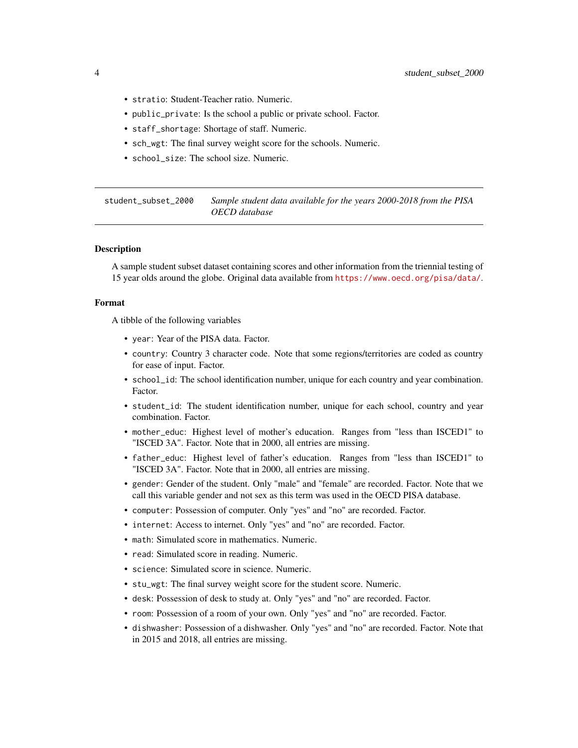- `stratio`: Student-Teacher ratio. Numeric.
- `public_private`: Is the school a public or private school. Factor.
- `staff_shortage`: Shortage of staff. Numeric.
- `sch_wgt`: The final survey weight score for the schools. Numeric.
- `school_size`: The school size. Numeric.

---

`student_subset_2000` *Sample student data available for the years 2000-2018 from the PISA OECD database*

---

### Description

A sample student subset dataset containing scores and other information from the triennial testing of 15 year olds around the globe. Original data available from https://www.oecd.org/pisa/data/.

### Format

A tibble of the following variables

- `year`: Year of the PISA data. Factor.
- `country`: Country 3 character code. Note that some regions/territories are coded as country for ease of input. Factor.
- `school_id`: The school identification number, unique for each country and year combination. Factor.
- `student_id`: The student identification number, unique for each school, country and year combination. Factor.
- `mother_educ`: Highest level of mother's education. Ranges from "less than ISCED1" to "ISCED 3A". Factor. Note that in 2000, all entries are missing.
- `father_educ`: Highest level of father's education. Ranges from "less than ISCED1" to "ISCED 3A". Factor. Note that in 2000, all entries are missing.
- `gender`: Gender of the student. Only "male" and "female" are recorded. Factor. Note that we call this variable gender and not sex as this term was used in the OECD PISA database.
- `computer`: Possession of computer. Only "yes" and "no" are recorded. Factor.
- `internet`: Access to internet. Only "yes" and "no" are recorded. Factor.
- `math`: Simulated score in mathematics. Numeric.
- `read`: Simulated score in reading. Numeric.
- `science`: Simulated score in science. Numeric.
- `stu_wgt`: The final survey weight score for the student score. Numeric.
- `desk`: Possession of desk to study at. Only "yes" and "no" are recorded. Factor.
- `room`: Possession of a room of your own. Only "yes" and "no" are recorded. Factor.
- `dishwasher`: Possession of a dishwasher. Only "yes" and "no" are recorded. Factor. Note that in 2015 and 2018, all entries are missing.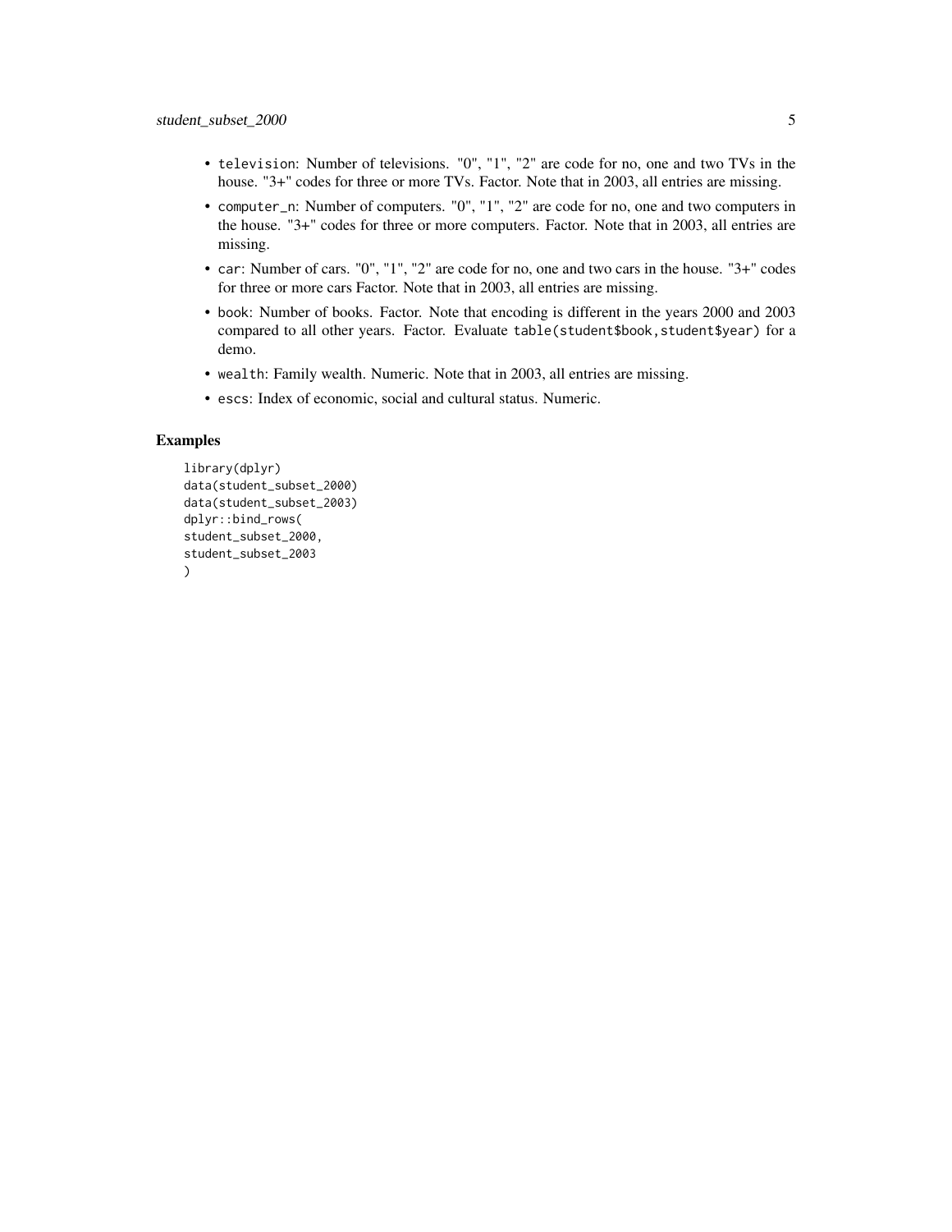- `television`: Number of televisions. "0", "1", "2" are code for no, one and two TVs in the house. "3+" codes for three or more TVs. Factor. Note that in 2003, all entries are missing.
- `computer_n`: Number of computers. "0", "1", "2" are code for no, one and two computers in the house. "3+" codes for three or more computers. Factor. Note that in 2003, all entries are missing.
- `car`: Number of cars. "0", "1", "2" are code for no, one and two cars in the house. "3+" codes for three or more cars Factor. Note that in 2003, all entries are missing.
- `book`: Number of books. Factor. Note that encoding is different in the years 2000 and 2003 compared to all other years. Factor. Evaluate `table(student$book,student$year)` for a demo.
- `wealth`: Family wealth. Numeric. Note that in 2003, all entries are missing.
- `escs`: Index of economic, social and cultural status. Numeric.

## Examples

```
library(dplyr)
data(student_subset_2000)
data(student_subset_2003)
dplyr::bind_rows(
student_subset_2000,
student_subset_2003
)
```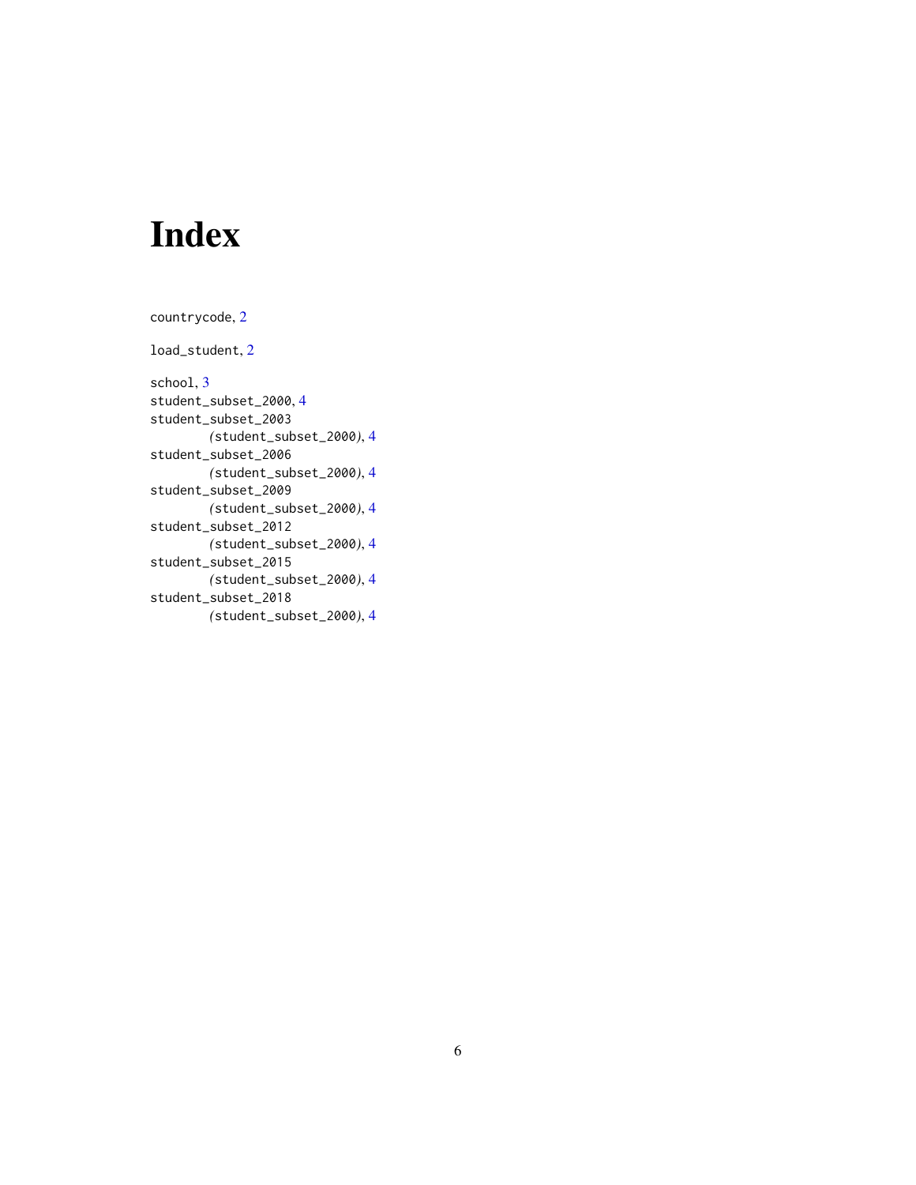# Index

countrycode, 2

load_student, 2

school, 3
student_subset_2000, 4
student_subset_2003
    *(student_subset_2000)*, 4
student_subset_2006
    *(student_subset_2000)*, 4
student_subset_2009
    *(student_subset_2000)*, 4
student_subset_2012
    *(student_subset_2000)*, 4
student_subset_2015
    *(student_subset_2000)*, 4
student_subset_2018
    *(student_subset_2000)*, 4